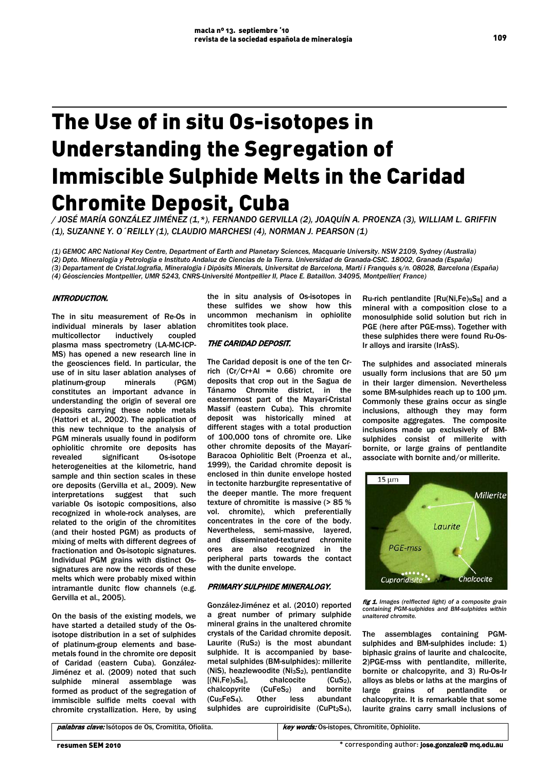# The Use of in situ Os-isotopes in Understanding the Segregation of Immiscible Sulphide Melts in the Caridad Chromite Deposit, Cuba

/ JOSÉ MARÍA GONZÁLEZ JIMÉNEZ (1,*), FERNANDO GERVILLA (2), JOAQUÍN A. PROENZA (3), WILLIAM L. GRIFFIN (1), SUZANNE Y. O´REILLY (1), CLAUDIO MARCHESI (4), NORMAN J. PEARSON (1)

(1) GEMOC ARC National Key Centre, Department of Earth and Planetary Sciences, Macquarie University. NSW 2109, Sydney (Australia)
(2) Dpto. Mineralogía y Petrología e Instituto Andaluz de Ciencias de la Tierra. Universidad de Granada-CSIC. 18002, Granada (España)
(3) Departament de Cristal.lografia, Mineralogia i Dipòsits Minerals, Universitat de Barcelona, Martí i Franquès s/n. 08028, Barcelona (España)
(4) Géosciencies Montpellier, UMR 5243, CNRS-Université Montpellier II, Place E. Bataillon. 34095, Montpellier( France)

## INTRODUCTION.

The in situ measurement of Re-Os in individual minerals by laser ablation multicollector inductively coupled plasma mass spectrometry (LA-MC-ICP-MS) has opened a new research line in the geosciences field. In particular, the use of in situ laser ablation analyses of platinum-group minerals (PGM) constitutes an important advance in understanding the origin of several ore deposits carrying these noble metals (Hattori et al., 2002). The application of this new technique to the analysis of PGM minerals usually found in podiform ophiolitic chromite ore deposits has revealed significant Os-isotope heterogeneities at the kilometric, hand sample and thin section scales in these ore deposits (Gervilla et al., 2009). New interpretations suggest that such variable Os isotopic compositions, also recognized in whole-rock analyses, are related to the origin of the chromitites (and their hosted PGM) as products of mixing of melts with different degrees of fractionation and Os-isotopic signatures. Individual PGM grains with distinct Os-signatures are now the records of these melts which were probably mixed within intramantle dunitc flow channels (e.g. Gervilla et al., 2005).

On the basis of the existing models, we have started a detailed study of the Os-isotope distribution in a set of sulphides of platinum-group elements and base-metals found in the chromite ore deposit of Caridad (eastern Cuba). González-Jiménez et al. (2009) noted that such sulphide mineral assemblage was formed as product of the segregation of immiscible sulfide melts coeval with chromite crystallization. Here, by using the in situ analysis of Os-isotopes in these sulfides we show how this uncommon mechanism in ophiolite chromitites took place.

## THE CARIDAD DEPOSIT.

The Caridad deposit is one of the ten Cr-rich (Cr/Cr+Al = 0.66) chromite ore deposits that crop out in the Sagua de Tánamo Chromite district, in the easternmost part of the Mayarí-Cristal Massif (eastern Cuba). This chromite deposit was historically mined at different stages with a total production of 100,000 tons of chromite ore. Like other chromite deposits of the Mayarí-Baracoa Ophiolitic Belt (Proenza et al., 1999), the Caridad chromite deposit is enclosed in thin dunite envelope hosted in tectonite harzburgite representative of the deeper mantle. The more frequent texture of chromitite is massive (> 85 % vol. chromite), which preferentially concentrates in the core of the body. Nevertheless, semi-massive, layered, and disseminated-textured chromite ores are also recognized in the peripheral parts towards the contact with the dunite envelope.

## PRIMARY SULPHIDE MINERALOGY.

González-Jiménez et al. (2010) reported a great number of primary sulphide mineral grains in the unaltered chromite crystals of the Caridad chromite deposit. Laurite ($RuS_2$) is the most abundant sulphide. It is accompanied by base-metal sulphides (BM-sulphides): millerite (NiS), heazlewoodite ($Ni_3S_2$), pentlandite [$(Ni,Fe)_9S_8$], chalcocite ($CuS_2$), chalcopyrite ($CuFeS_2$) and bornite ($Cu_5FeS_4$). Other less abundant sulphides are cuproiridisite ($CuPt_2S_4$), Ru-rich pentlandite [$Ru(Ni,Fe)_9S_8$] and a mineral with a composition close to a monosulphide solid solution but rich in PGE (here after PGE-mss). Together with these sulphides there were found Ru-Os-Ir alloys and irarsite (IrAsS).

The sulphides and associated minerals usually form inclusions that are 50 µm in their larger dimension. Nevertheless some BM-sulphides reach up to 100 µm. Commonly these grains occur as single inclusions, although they may form composite aggregates. The composite inclusions made up exclusively of BM-sulphides consist of millerite with bornite, or large grains of pentlandite associate with bornite and/or millerite.

*fig 1. Images (reflected light) of a composite grain containing PGM-sulphides and BM-sulphides within unaltered chromite.*

The assemblages containing PGM-sulphides and BM-sulphides include: 1) biphasic grains of laurite and chalcocite, 2)PGE-mss with pentlandite, millerite, bornite or chalcopyrite, and 3) Ru-Os-Ir alloys as blebs or laths at the margins of large grains of pentlandite or chalcopyrite. It is remarkable that some laurite grains carry small inclusions of

*palabras clave:* Isótopos de Os, Cromitita, Ofiolita.

*key words:* Os-istopes, Chromitite, Ophiolite.

\* corresponding author: **jose.gonzalez@ mq.edu.au**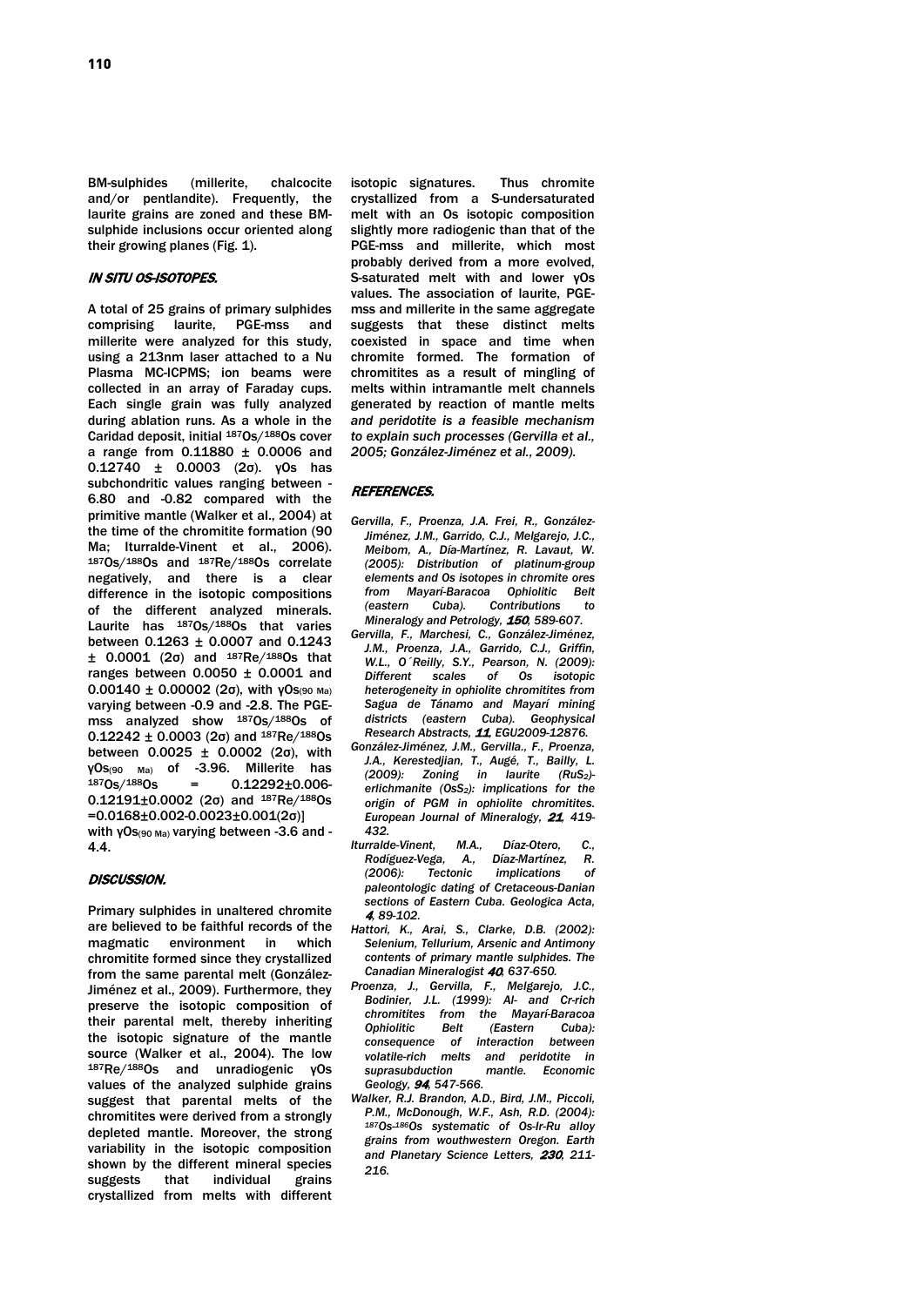BM-sulphides (millerite, chalcocite and/or pentlandite). Frequently, the laurite grains are zoned and these BM-sulphide inclusions occur oriented along their growing planes (Fig. 1).

### *IN SITU OS-ISOTOPES.*

A total of 25 grains of primary sulphides comprising laurite, PGE-mss and millerite were analyzed for this study, using a 213nm laser attached to a Nu Plasma MC-ICPMS; ion beams were collected in an array of Faraday cups. Each single grain was fully analyzed during ablation runs. As a whole in the Caridad deposit, initial $^{187}Os/^{188}Os$ cover a range from 0.11880 ± 0.0006 and 0.12740 ± 0.0003 (2σ). γOs has subchondritic values ranging between -6.80 and -0.82 compared with the primitive mantle (Walker et al., 2004) at the time of the chromitite formation (90 Ma; Iturralde-Vinent et al., 2006). $^{187}Os/^{188}Os$ and $^{187}Re/^{188}Os$ correlate negatively, and there is a clear difference in the isotopic compositions of the different analyzed minerals. Laurite has $^{187}Os/^{188}Os$ that varies between 0.1263 ± 0.0007 and 0.1243 ± 0.0001 (2σ) and $^{187}Re/^{188}Os$ that ranges between 0.0050 ± 0.0001 and 0.00140 ± 0.00002 (2σ), with $\gamma Os_{(90\ Ma)}$ varying between -0.9 and -2.8. The PGE-mss analyzed show $^{187}Os/^{188}Os$ of 0.12242 ± 0.0003 (2σ) and $^{187}Re/^{188}Os$ between 0.0025 ± 0.0002 (2σ), with $\gamma Os_{(90\ Ma)}$ of -3.96. Millerite has $^{187}Os/^{188}Os$ = 0.12292±0.006-0.12191±0.0002 (2σ) and $^{187}Re/^{188}Os$ =0.0168±0.002-0.0023±0.001(2σ)] with $\gamma Os_{(90\ Ma)}$ varying between -3.6 and -4.4.

### *DISCUSSION.*

Primary sulphides in unaltered chromite are believed to be faithful records of the magmatic environment in which chromitite formed since they crystallized from the same parental melt (González-Jiménez et al., 2009). Furthermore, they preserve the isotopic composition of their parental melt, thereby inheriting the isotopic signature of the mantle source (Walker et al., 2004). The low $^{187}Re/^{188}Os$ and unradiogenic γOs values of the analyzed sulphide grains suggest that parental melts of the chromitites were derived from a strongly depleted mantle. Moreover, the strong variability in the isotopic composition shown by the different mineral species suggests that individual grains crystallized from melts with different isotopic signatures. Thus chromite crystallized from a S-undersaturated melt with an Os isotopic composition slightly more radiogenic than that of the PGE-mss and millerite, which most probably derived from a more evolved, S-saturated melt with and lower γOs values. The association of laurite, PGE-mss and millerite in the same aggregate suggests that these distinct melts coexisted in space and time when chromite formed. The formation of chromitites as a result of mingling of melts within intramantle melt channels generated by reaction of mantle melts *and peridotite is a feasible mechanism to explain such processes (Gervilla et al., 2005; González-Jiménez et al., 2009).*

### *REFERENCES.*

*Gervilla, F., Proenza, J.A. Frei, R., González-Jiménez, J.M., Garrido, C.J., Melgarejo, J.C., Meibom, A., Día-Martínez, R. Lavaut, W. (2005): Distribution of platinum-group elements and Os isotopes in chromite ores from Mayarí-Baracoa Ophiolitic Belt (eastern Cuba). Contributions to Mineralogy and Petrology,* ***150****, 589-607.*

*Gervilla, F., Marchesi, C., González-Jiménez, J.M., Proenza, J.A., Garrido, C.J., Griffin, W.L., O´Reilly, S.Y., Pearson, N. (2009): Different scales of Os isotopic heterogeneity in ophiolite chromitites from Sagua de Tánamo and Mayarí mining districts (eastern Cuba). Geophysical Research Abstracts,* ***11****, EGU2009-12876.*

*González-Jiménez, J.M., Gervilla., F., Proenza, J.A., Kerestedjian, T., Augé, T., Bailly, L. (2009): Zoning in laurite ($RuS_2$)-erlichmanite ($OsS_2$): implications for the origin of PGM in ophiolite chromitites. European Journal of Mineralogy,* ***21****, 419-432.*

*Iturralde-Vinent, M.A., Díaz-Otero, C., Rodríguez-Vega, A., Díaz-Martínez, R. (2006): Tectonic implications of paleontologic dating of Cretaceous-Danian sections of Eastern Cuba. Geologica Acta,* ***4****, 89-102.*

*Hattori, K., Arai, S., Clarke, D.B. (2002): Selenium, Tellurium, Arsenic and Antimony contents of primary mantle sulphides. The Canadian Mineralogist* ***40****, 637-650.*

*Proenza, J., Gervilla, F., Melgarejo, J.C., Bodinier, J.L. (1999): Al- and Cr-rich chromitites from the Mayarí-Baracoa Ophiolitic Belt (Eastern Cuba): consequence of interaction between volatile-rich melts and peridotite in suprasubduction mantle. Economic Geology,* ***94****, 547-566.*

*Walker, R.J. Brandon, A.D., Bird, J.M., Piccoli, P.M., McDonough, W.F., Ash, R.D. (2004): $^{187}Os$-$^{186}Os$ systematic of Os-Ir-Ru alloy grains from wouthwestern Oregon. Earth and Planetary Science Letters,* ***230****, 211-216.*